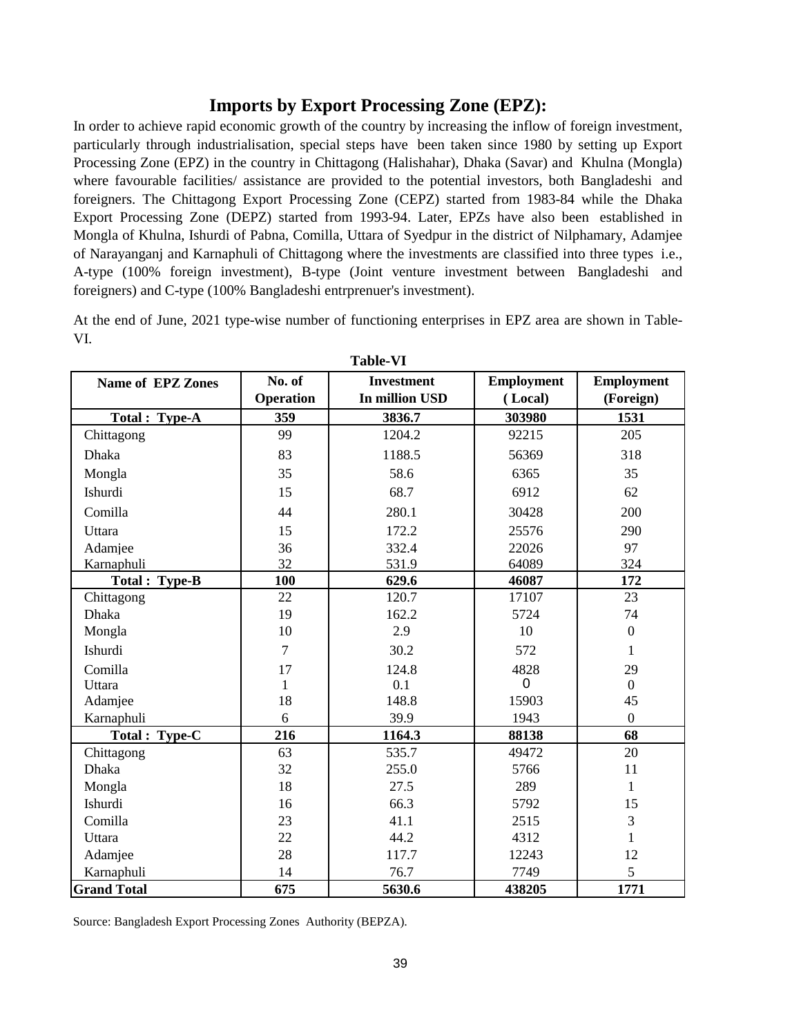## Imports by Export Processing Zone (EPZ):

In order to achieve rapid economic growth of the country by increasing the inflow of foreign investment, particularly through industrialisation, special steps have been taken since 1980 by setting up Export Processing Zone (EPZ) in the country in Chittagong (Halishahar), Dhaka (Savar) and Khulna (Mongla) where favourable facilities/ assistance are provided to the potential investors, both Bangladeshi and foreigners. The Chittagong Export Processing Zone (CEPZ) started from 1983-84 while the Dhaka Export Processing Zone (DEPZ) started from 1993-94. Later, EPZs have also been established in Mongla of Khulna, Ishurdi of Pabna, Comilla, Uttara of Syedpur in the district of Nilphamary, Adamjee of Narayanganj and Karnaphuli of Chittagong where the investments are classified into three types i.e., A-type (100% foreign investment), B-type (Joint venture investment between Bangladeshi and foreigners) and C-type (100% Bangladeshi entrprenuer's investment).

At the end of June, 2021 type-wise number of functioning enterprises in EPZ area are shown in Table-VI.

**Table-VI**

| Name of EPZ Zones | No. of Operation | Investment In million USD | Employment (Local) | Employment (Foreign) |
|---|---|---|---|---|
| **Total : Type-A** | **359** | **3836.7** | **303980** | **1531** |
| Chittagong | 99 | 1204.2 | 92215 | 205 |
| Dhaka | 83 | 1188.5 | 56369 | 318 |
| Mongla | 35 | 58.6 | 6365 | 35 |
| Ishurdi | 15 | 68.7 | 6912 | 62 |
| Comilla | 44 | 280.1 | 30428 | 200 |
| Uttara | 15 | 172.2 | 25576 | 290 |
| Adamjee | 36 | 332.4 | 22026 | 97 |
| Karnaphuli | 32 | 531.9 | 64089 | 324 |
| **Total : Type-B** | **100** | **629.6** | **46087** | **172** |
| Chittagong | 22 | 120.7 | 17107 | 23 |
| Dhaka | 19 | 162.2 | 5724 | 74 |
| Mongla | 10 | 2.9 | 10 | 0 |
| Ishurdi | 7 | 30.2 | 572 | 1 |
| Comilla | 17 | 124.8 | 4828 | 29 |
| Uttara | 1 | 0.1 | 0 | 0 |
| Adamjee | 18 | 148.8 | 15903 | 45 |
| Karnaphuli | 6 | 39.9 | 1943 | 0 |
| **Total : Type-C** | **216** | **1164.3** | **88138** | **68** |
| Chittagong | 63 | 535.7 | 49472 | 20 |
| Dhaka | 32 | 255.0 | 5766 | 11 |
| Mongla | 18 | 27.5 | 289 | 1 |
| Ishurdi | 16 | 66.3 | 5792 | 15 |
| Comilla | 23 | 41.1 | 2515 | 3 |
| Uttara | 22 | 44.2 | 4312 | 1 |
| Adamjee | 28 | 117.7 | 12243 | 12 |
| Karnaphuli | 14 | 76.7 | 7749 | 5 |
| **Grand Total** | **675** | **5630.6** | **438205** | **1771** |

Source: Bangladesh Export Processing Zones Authority (BEPZA).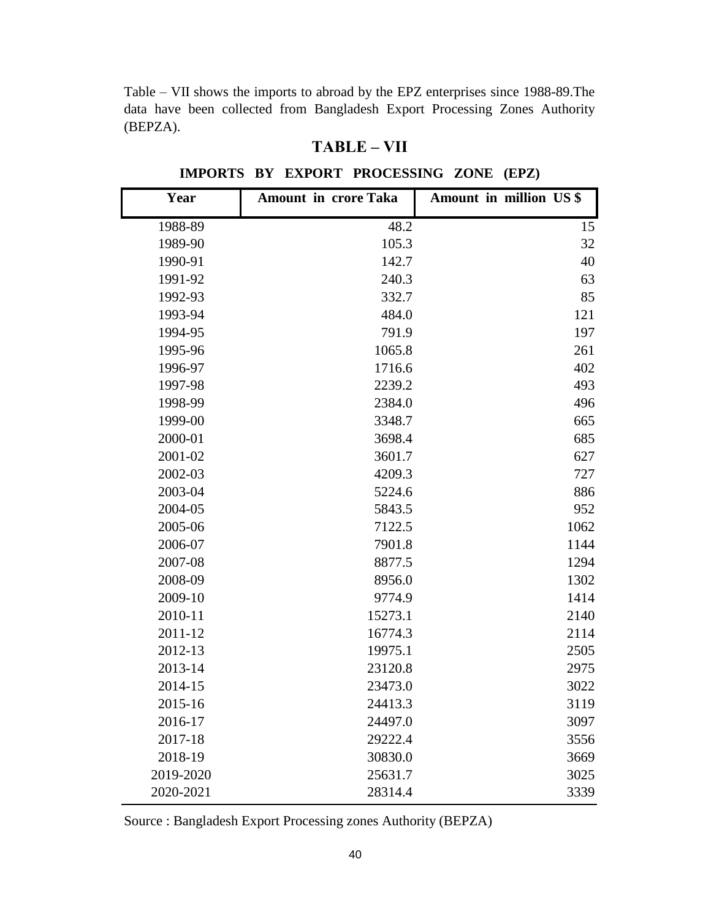Table – VII shows the imports to abroad by the EPZ enterprises since 1988-89.The data have been collected from Bangladesh Export Processing Zones Authority (BEPZA).

## TABLE – VII

### IMPORTS BY EXPORT PROCESSING ZONE (EPZ)

| Year | Amount in crore Taka | Amount in million US $ |
|---|---|---|
| 1988-89 | 48.2 | 15 |
| 1989-90 | 105.3 | 32 |
| 1990-91 | 142.7 | 40 |
| 1991-92 | 240.3 | 63 |
| 1992-93 | 332.7 | 85 |
| 1993-94 | 484.0 | 121 |
| 1994-95 | 791.9 | 197 |
| 1995-96 | 1065.8 | 261 |
| 1996-97 | 1716.6 | 402 |
| 1997-98 | 2239.2 | 493 |
| 1998-99 | 2384.0 | 496 |
| 1999-00 | 3348.7 | 665 |
| 2000-01 | 3698.4 | 685 |
| 2001-02 | 3601.7 | 627 |
| 2002-03 | 4209.3 | 727 |
| 2003-04 | 5224.6 | 886 |
| 2004-05 | 5843.5 | 952 |
| 2005-06 | 7122.5 | 1062 |
| 2006-07 | 7901.8 | 1144 |
| 2007-08 | 8877.5 | 1294 |
| 2008-09 | 8956.0 | 1302 |
| 2009-10 | 9774.9 | 1414 |
| 2010-11 | 15273.1 | 2140 |
| 2011-12 | 16774.3 | 2114 |
| 2012-13 | 19975.1 | 2505 |
| 2013-14 | 23120.8 | 2975 |
| 2014-15 | 23473.0 | 3022 |
| 2015-16 | 24413.3 | 3119 |
| 2016-17 | 24497.0 | 3097 |
| 2017-18 | 29222.4 | 3556 |
| 2018-19 | 30830.0 | 3669 |
| 2019-2020 | 25631.7 | 3025 |
| 2020-2021 | 28314.4 | 3339 |

Source : Bangladesh Export Processing zones Authority (BEPZA)